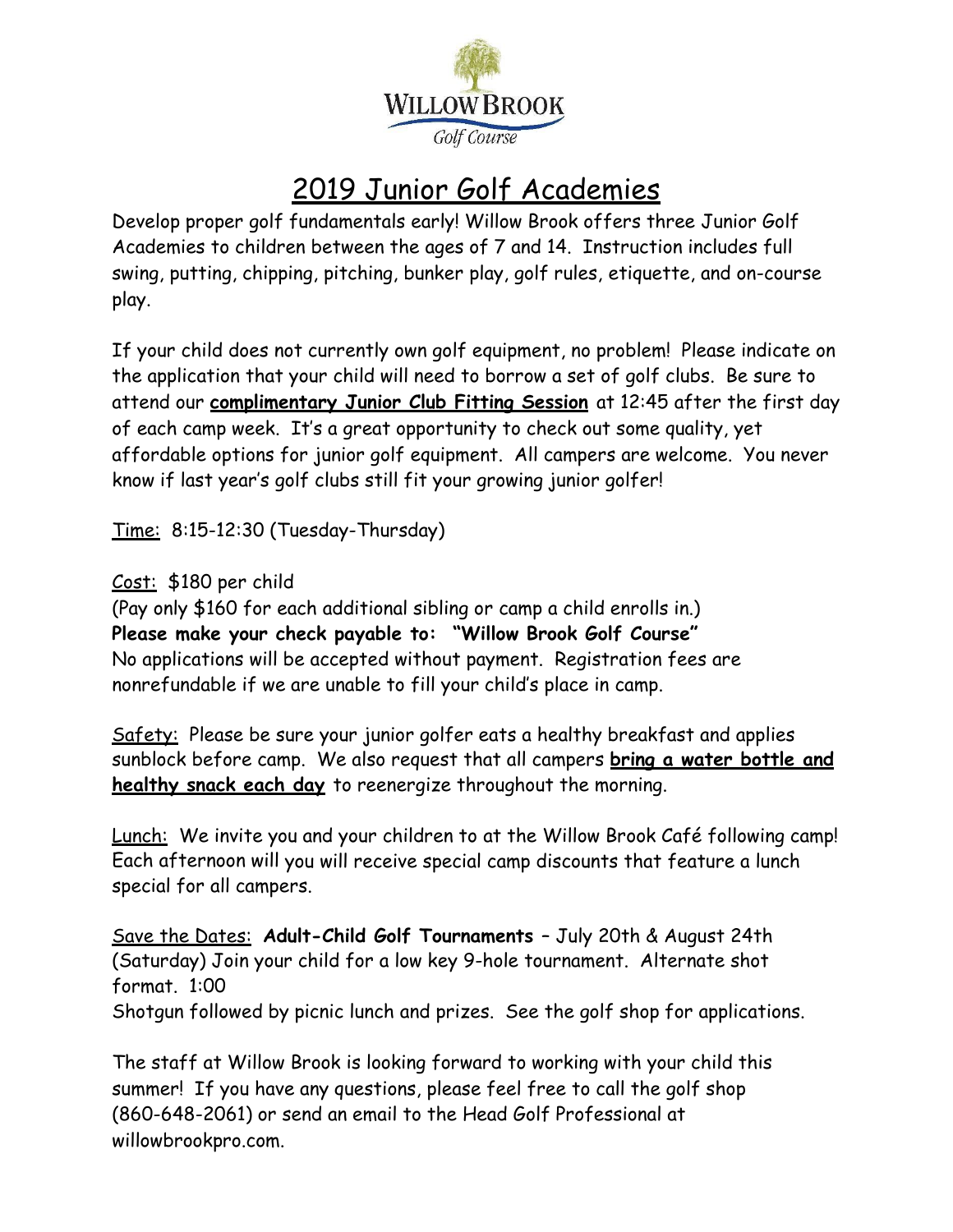WILLOW BROOK

Golf Course

# 2019 Junior Golf Academies

Develop proper golf fundamentals early! Willow Brook offers three Junior Golf Academies to children between the ages of 7 and 14. Instruction includes full swing, putting, chipping, pitching, bunker play, golf rules, etiquette, and on-course play.

If your child does not currently own golf equipment, no problem! Please indicate on the application that your child will need to borrow a set of golf clubs. Be sure to attend our **complimentary Junior Club Fitting Session** at 12:45 after the first day of each camp week. It's a great opportunity to check out some quality, yet affordable options for junior golf equipment. All campers are welcome. You never know if last year's golf clubs still fit your growing junior golfer!

Time: 8:15-12:30 (Tuesday-Thursday)

Cost: $180 per child
(Pay only $160 for each additional sibling or camp a child enrolls in.)
**Please make your check payable to: "Willow Brook Golf Course"**
No applications will be accepted without payment. Registration fees are nonrefundable if we are unable to fill your child's place in camp.

Safety: Please be sure your junior golfer eats a healthy breakfast and applies sunblock before camp. We also request that all campers **bring a water bottle and healthy snack each day** to reenergize throughout the morning.

Lunch: We invite you and your children to at the Willow Brook Café following camp! Each afternoon will you will receive special camp discounts that feature a lunch special for all campers.

Save the Dates: **Adult-Child Golf Tournaments** – July 20th & August 24th (Saturday) Join your child for a low key 9-hole tournament. Alternate shot format. 1:00
Shotgun followed by picnic lunch and prizes. See the golf shop for applications.

The staff at Willow Brook is looking forward to working with your child this summer! If you have any questions, please feel free to call the golf shop (860-648-2061) or send an email to the Head Golf Professional at willowbrookpro.com.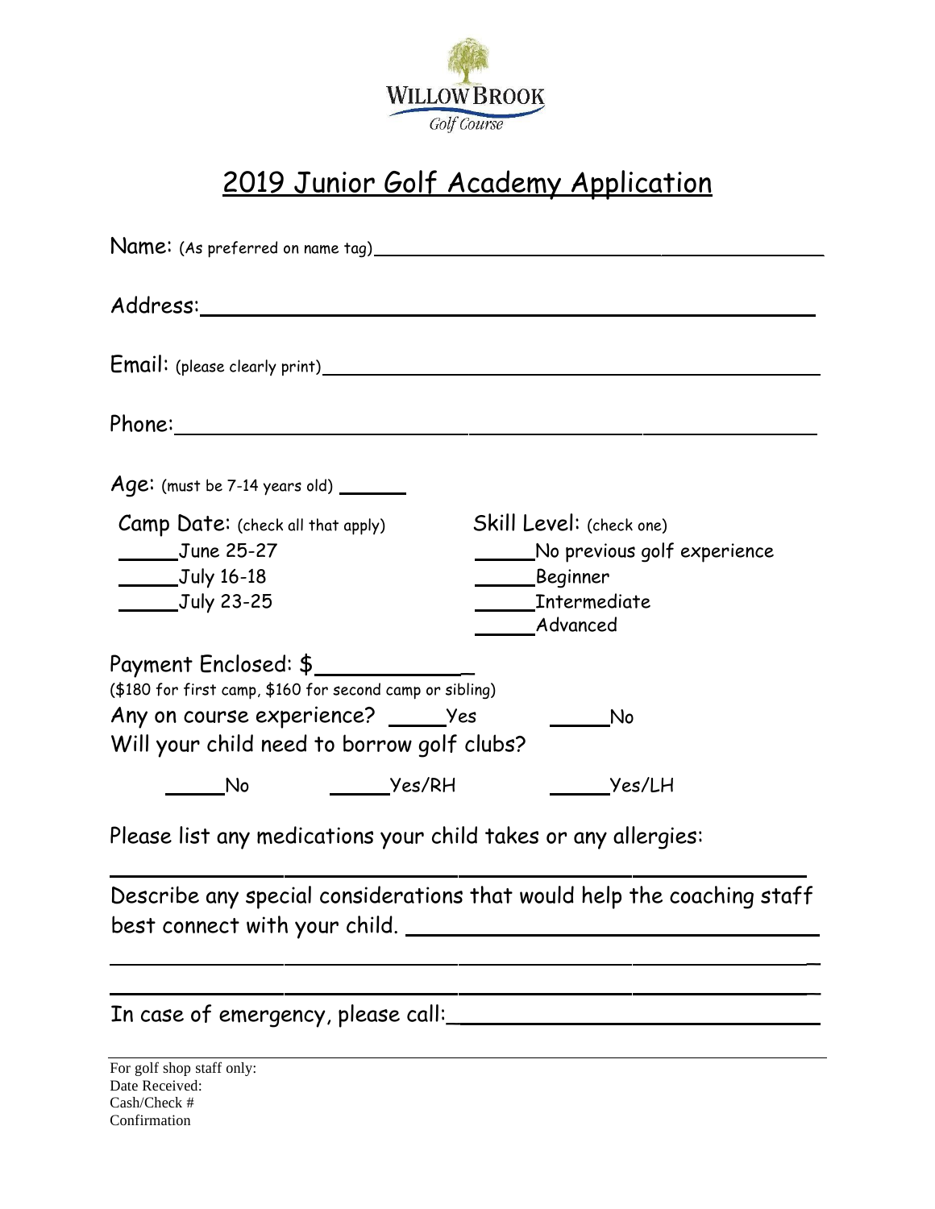WILLOW BROOK
Golf Course

# 2019 Junior Golf Academy Application

**Name:** (As preferred on name tag)________________________________________

Address:________________________________________

**Email:** (please clearly print)________________________________________

Phone:________________________________________

**Age:** (must be 7-14 years old) ______

**Camp Date:** (check all that apply)

_____June 25-27
_____July 16-18
_____July 23-25

**Skill Level:** (check one)

_____No previous golf experience
_____Beginner
_____Intermediate
_____Advanced

Payment Enclosed: $____________
($180 for first camp, $160 for second camp or sibling)

Any on course experience? _____Yes _____No

Will your child need to borrow golf clubs?

_____No _____Yes/RH _____Yes/LH

Please list any medications your child takes or any allergies:

________________________________________

Describe any special considerations that would help the coaching staff best connect with your child. ________________________________________

________________________________________

________________________________________

In case of emergency, please call:________________________________________

For golf shop staff only:
Date Received:
Cash/Check #
Confirmation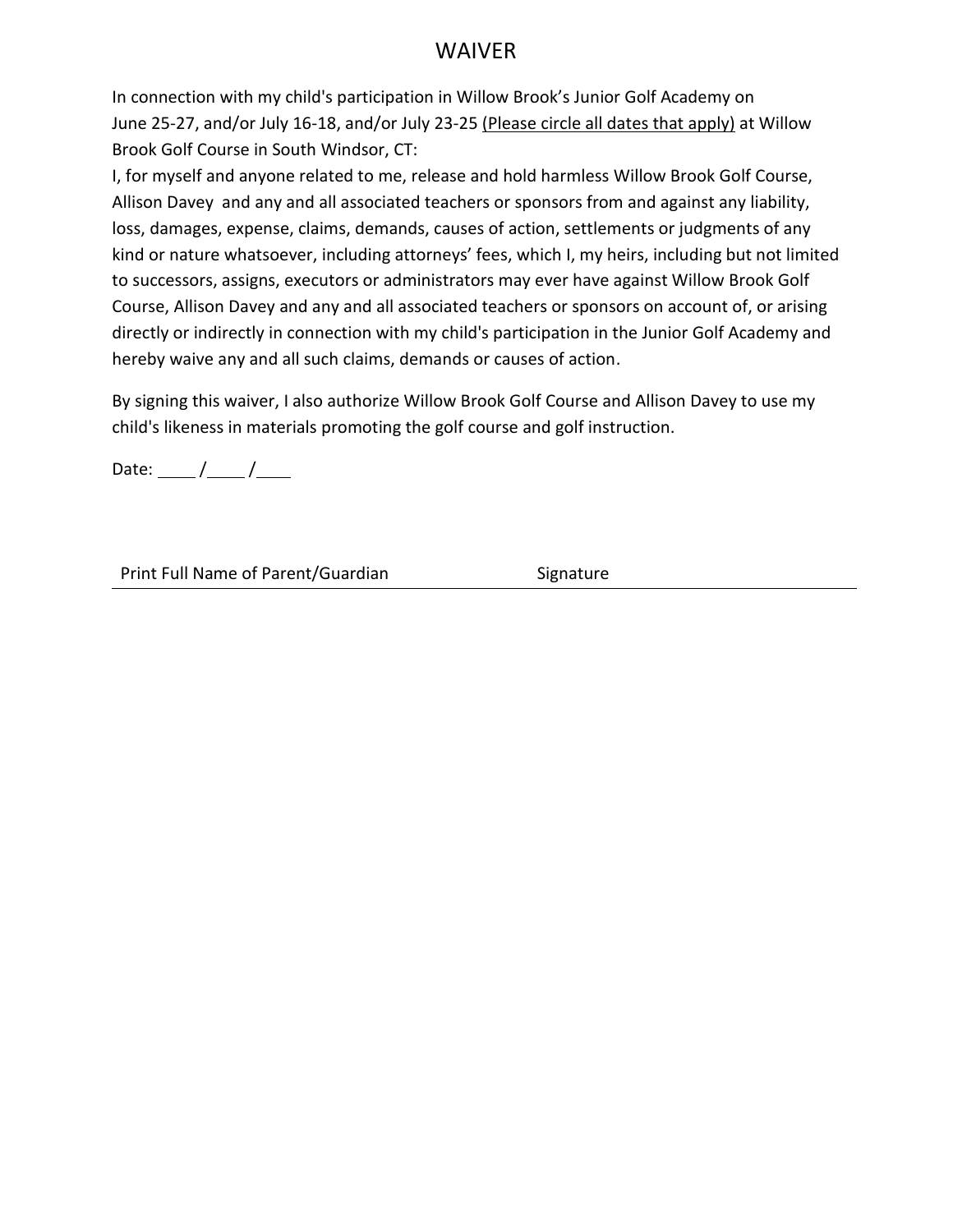# WAIVER

In connection with my child's participation in Willow Brook's Junior Golf Academy on June 25-27, and/or July 16-18, and/or July 23-25 (Please circle all dates that apply) at Willow Brook Golf Course in South Windsor, CT:

I, for myself and anyone related to me, release and hold harmless Willow Brook Golf Course, Allison Davey and any and all associated teachers or sponsors from and against any liability, loss, damages, expense, claims, demands, causes of action, settlements or judgments of any kind or nature whatsoever, including attorneys' fees, which I, my heirs, including but not limited to successors, assigns, executors or administrators may ever have against Willow Brook Golf Course, Allison Davey and any and all associated teachers or sponsors on account of, or arising directly or indirectly in connection with my child's participation in the Junior Golf Academy and hereby waive any and all such claims, demands or causes of action.

By signing this waiver, I also authorize Willow Brook Golf Course and Allison Davey to use my child's likeness in materials promoting the golf course and golf instruction.

Date: ____ /____ /____

Print Full Name of Parent/Guardian          Signature